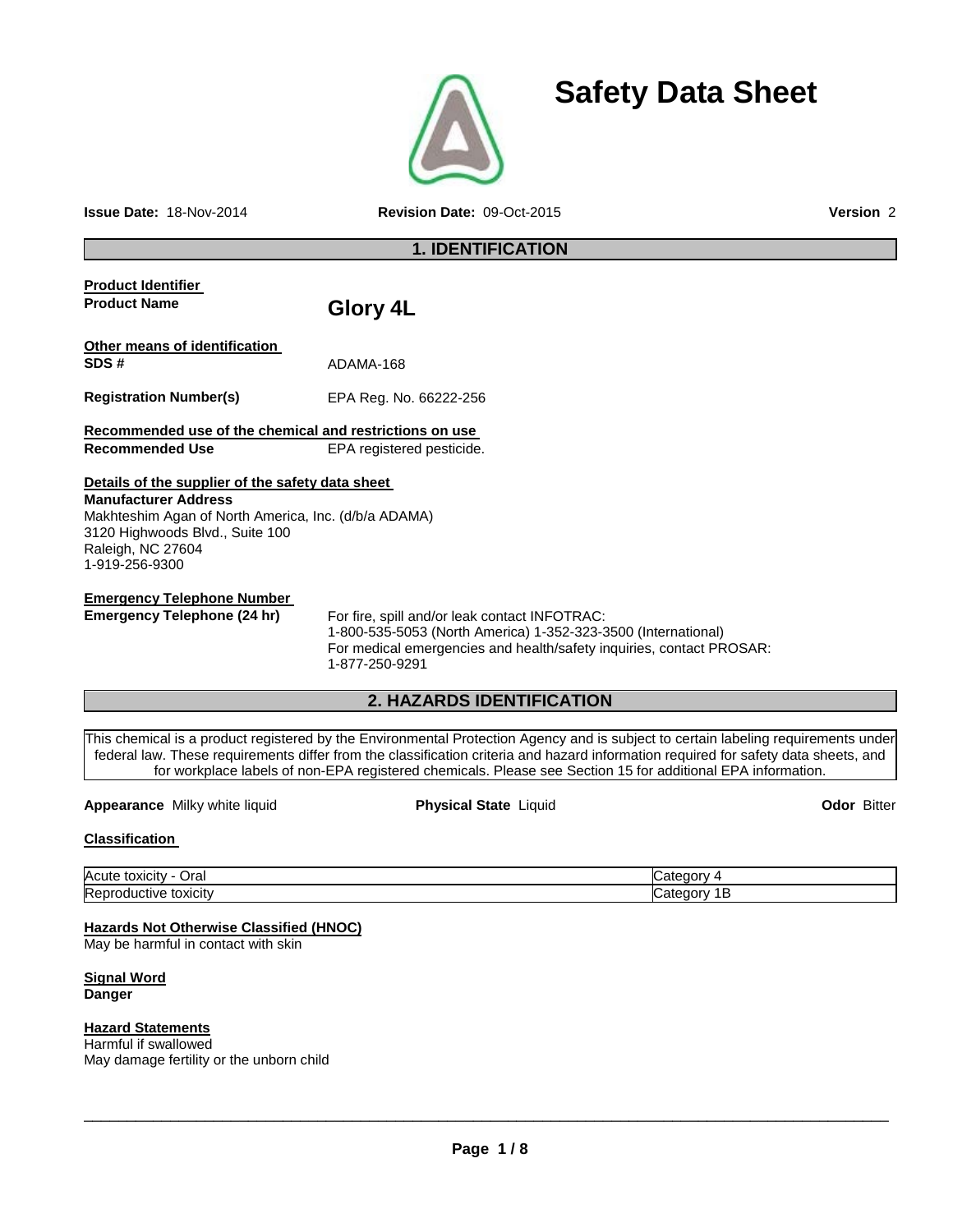# Safety Data Sheet

**Issue Date:** 18-Nov-2014 **Revision Date:** 09-Oct-2015 **Version** 2

## 1. IDENTIFICATION

**Product Identifier**

**Product Name** **Glory 4L**

**Other means of identification**

**SDS #** ADAMA-168

**Registration Number(s)** EPA Reg. No. 66222-256

**Recommended use of the chemical and restrictions on use**

**Recommended Use** EPA registered pesticide.

**Details of the supplier of the safety data sheet**

**Manufacturer Address**
Makhteshim Agan of North America, Inc. (d/b/a ADAMA)
3120 Highwoods Blvd., Suite 100
Raleigh, NC 27604
1-919-256-9300

**Emergency Telephone Number**

**Emergency Telephone (24 hr)** For fire, spill and/or leak contact INFOTRAC:
1-800-535-5053 (North America) 1-352-323-3500 (International)
For medical emergencies and health/safety inquiries, contact PROSAR:
1-877-250-9291

## 2. HAZARDS IDENTIFICATION

This chemical is a product registered by the Environmental Protection Agency and is subject to certain labeling requirements under federal law. These requirements differ from the classification criteria and hazard information required for safety data sheets, and for workplace labels of non-EPA registered chemicals. Please see Section 15 for additional EPA information.

**Appearance** Milky white liquid **Physical State** Liquid **Odor** Bitter

**Classification**

| | |
|---|---|
| Acute toxicity - Oral | Category 4 |
| Reproductive toxicity | Category 1B |

**Hazards Not Otherwise Classified (HNOC)**
May be harmful in contact with skin

**Signal Word**
**Danger**

**Hazard Statements**
Harmful if swallowed
May damage fertility or the unborn child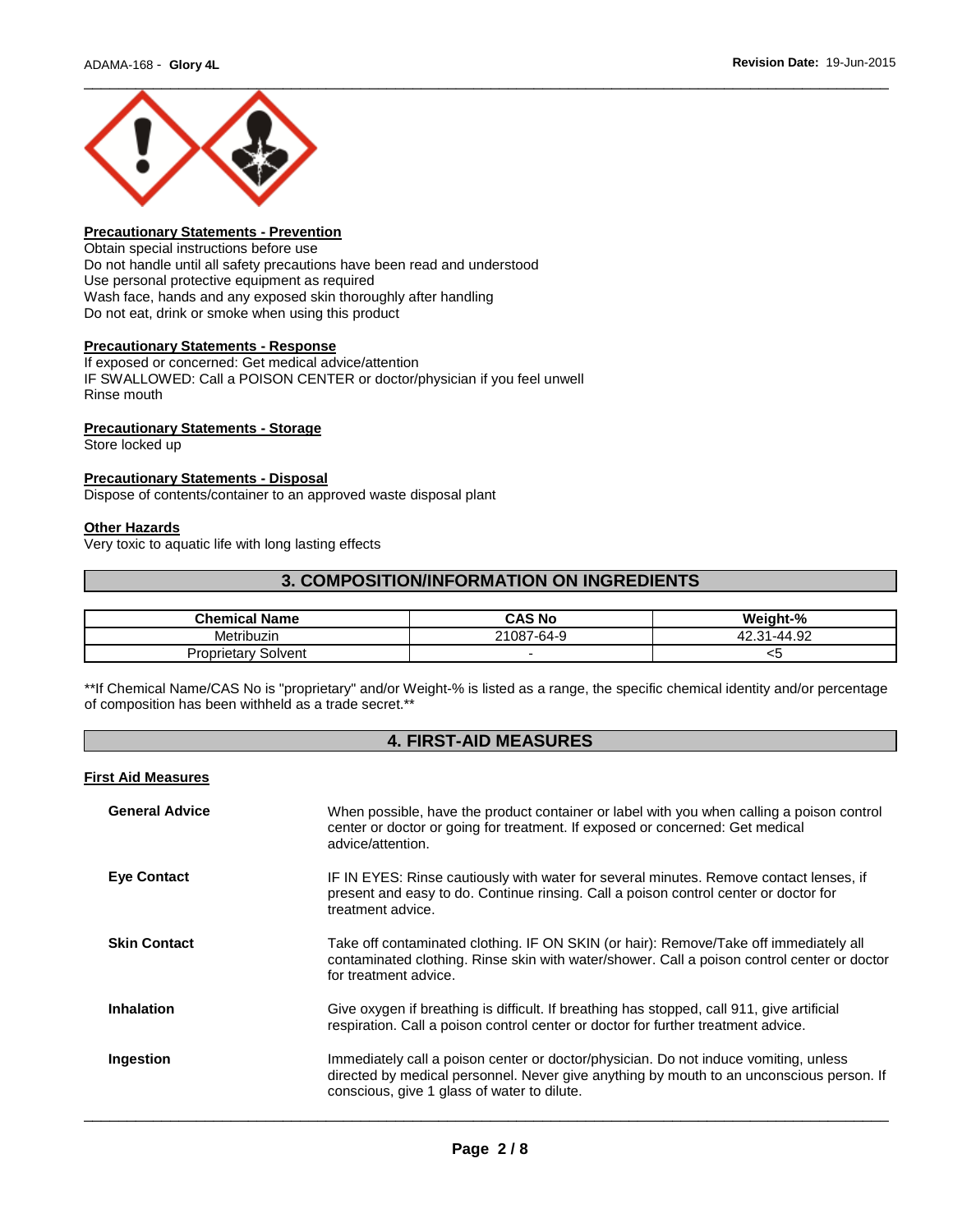**Precautionary Statements - Prevention**

Obtain special instructions before use
Do not handle until all safety precautions have been read and understood
Use personal protective equipment as required
Wash face, hands and any exposed skin thoroughly after handling
Do not eat, drink or smoke when using this product

**Precautionary Statements - Response**

If exposed or concerned: Get medical advice/attention
IF SWALLOWED: Call a POISON CENTER or doctor/physician if you feel unwell
Rinse mouth

**Precautionary Statements - Storage**

Store locked up

**Precautionary Statements - Disposal**

Dispose of contents/container to an approved waste disposal plant

**Other Hazards**

Very toxic to aquatic life with long lasting effects

## 3. COMPOSITION/INFORMATION ON INGREDIENTS

| Chemical Name | CAS No | Weight-% |
|---|---|---|
| Metribuzin | 21087-64-9 | 42.31-44.92 |
| Proprietary Solvent | - | <5 |

**If Chemical Name/CAS No is "proprietary" and/or Weight-% is listed as a range, the specific chemical identity and/or percentage of composition has been withheld as a trade secret.**

## 4. FIRST-AID MEASURES

**First Aid Measures**

**General Advice**
When possible, have the product container or label with you when calling a poison control center or doctor or going for treatment. If exposed or concerned: Get medical advice/attention.

**Eye Contact**
IF IN EYES: Rinse cautiously with water for several minutes. Remove contact lenses, if present and easy to do. Continue rinsing. Call a poison control center or doctor for treatment advice.

**Skin Contact**
Take off contaminated clothing. IF ON SKIN (or hair): Remove/Take off immediately all contaminated clothing. Rinse skin with water/shower. Call a poison control center or doctor for treatment advice.

**Inhalation**
Give oxygen if breathing is difficult. If breathing has stopped, call 911, give artificial respiration. Call a poison control center or doctor for further treatment advice.

**Ingestion**
Immediately call a poison center or doctor/physician. Do not induce vomiting, unless directed by medical personnel. Never give anything by mouth to an unconscious person. If conscious, give 1 glass of water to dilute.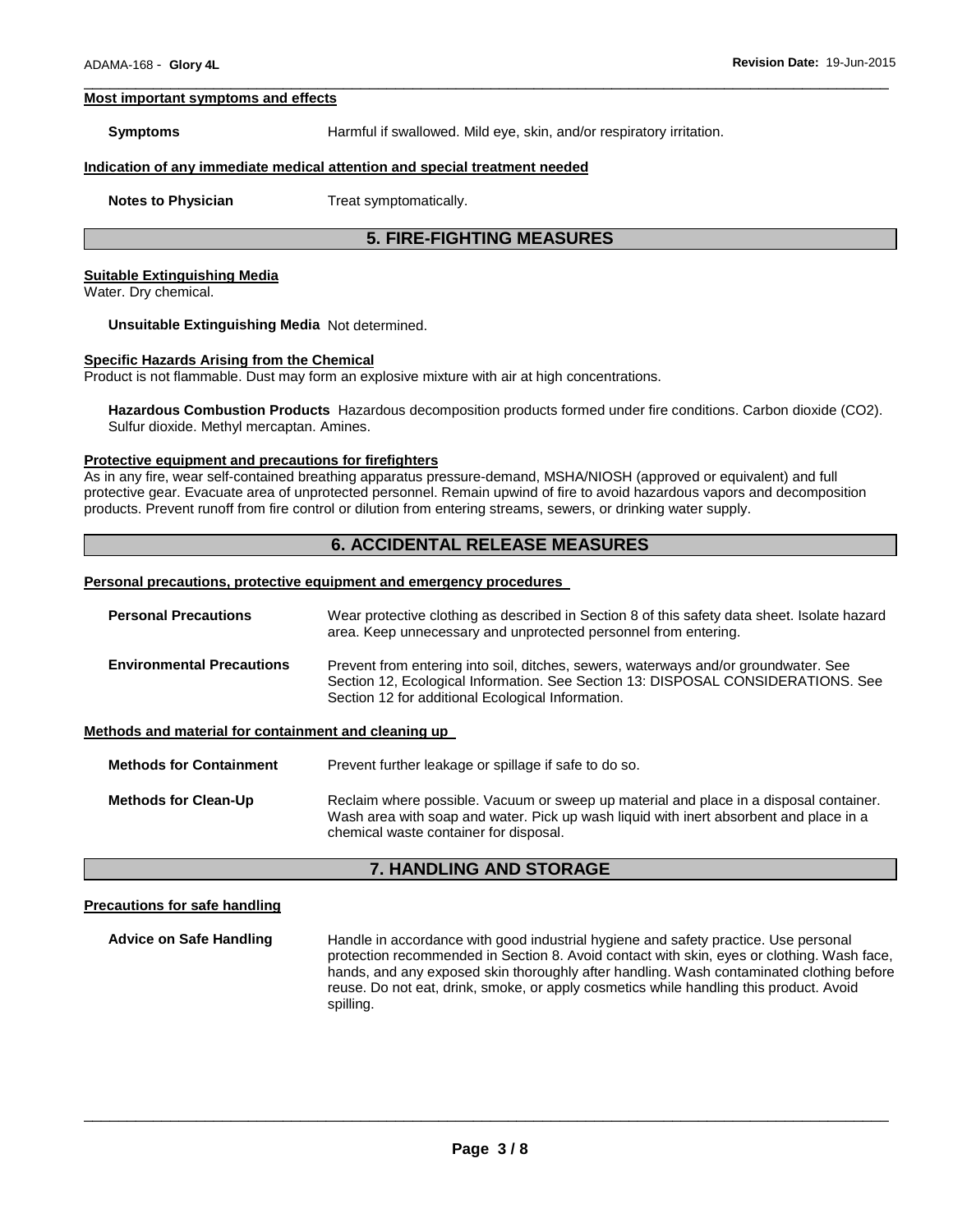**Most important symptoms and effects**

**Symptoms** Harmful if swallowed. Mild eye, skin, and/or respiratory irritation.

**Indication of any immediate medical attention and special treatment needed**

**Notes to Physician** Treat symptomatically.

## 5. FIRE-FIGHTING MEASURES

**Suitable Extinguishing Media**

Water. Dry chemical.

**Unsuitable Extinguishing Media** Not determined.

**Specific Hazards Arising from the Chemical**

Product is not flammable. Dust may form an explosive mixture with air at high concentrations.

**Hazardous Combustion Products** Hazardous decomposition products formed under fire conditions. Carbon dioxide ($CO_2$). Sulfur dioxide. Methyl mercaptan. Amines.

**Protective equipment and precautions for firefighters**

As in any fire, wear self-contained breathing apparatus pressure-demand, MSHA/NIOSH (approved or equivalent) and full protective gear. Evacuate area of unprotected personnel. Remain upwind of fire to avoid hazardous vapors and decomposition products. Prevent runoff from fire control or dilution from entering streams, sewers, or drinking water supply.

## 6. ACCIDENTAL RELEASE MEASURES

**Personal precautions, protective equipment and emergency procedures**

**Personal Precautions** Wear protective clothing as described in Section 8 of this safety data sheet. Isolate hazard area. Keep unnecessary and unprotected personnel from entering.

**Environmental Precautions** Prevent from entering into soil, ditches, sewers, waterways and/or groundwater. See Section 12, Ecological Information. See Section 13: DISPOSAL CONSIDERATIONS. See Section 12 for additional Ecological Information.

**Methods and material for containment and cleaning up**

**Methods for Containment** Prevent further leakage or spillage if safe to do so.

**Methods for Clean-Up** Reclaim where possible. Vacuum or sweep up material and place in a disposal container. Wash area with soap and water. Pick up wash liquid with inert absorbent and place in a chemical waste container for disposal.

## 7. HANDLING AND STORAGE

**Precautions for safe handling**

**Advice on Safe Handling** Handle in accordance with good industrial hygiene and safety practice. Use personal protection recommended in Section 8. Avoid contact with skin, eyes or clothing. Wash face, hands, and any exposed skin thoroughly after handling. Wash contaminated clothing before reuse. Do not eat, drink, smoke, or apply cosmetics while handling this product. Avoid spilling.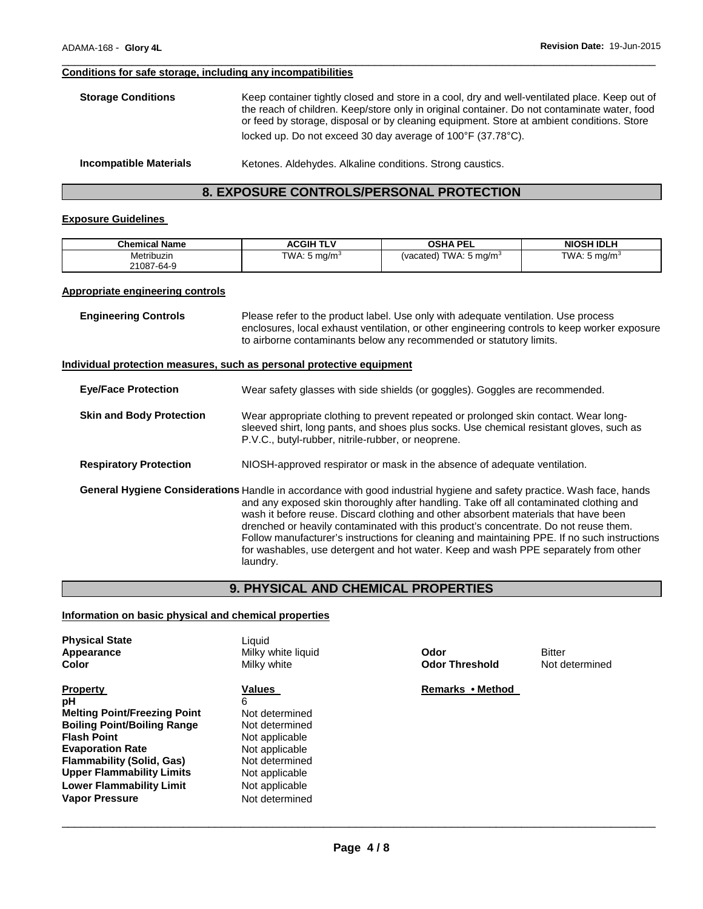#### Conditions for safe storage, including any incompatibilities

**Storage Conditions** Keep container tightly closed and store in a cool, dry and well-ventilated place. Keep out of the reach of children. Keep/store only in original container. Do not contaminate water, food or feed by storage, disposal or by cleaning equipment. Store at ambient conditions. Store locked up. Do not exceed 30 day average of 100°F (37.78°C).

**Incompatible Materials** Ketones. Aldehydes. Alkaline conditions. Strong caustics.

## 8. EXPOSURE CONTROLS/PERSONAL PROTECTION

#### Exposure Guidelines

| Chemical Name | ACGIH TLV | OSHA PEL | NIOSH IDLH |
|---|---|---|---|
| Metribuzin 21087-64-9 | TWA: 5 $mg/m^3$ | (vacated) TWA: 5 $mg/m^3$ | TWA: 5 $mg/m^3$ |

#### Appropriate engineering controls

**Engineering Controls** Please refer to the product label. Use only with adequate ventilation. Use process enclosures, local exhaust ventilation, or other engineering controls to keep worker exposure to airborne contaminants below any recommended or statutory limits.

#### Individual protection measures, such as personal protective equipment

**Eye/Face Protection** Wear safety glasses with side shields (or goggles). Goggles are recommended.

**Skin and Body Protection** Wear appropriate clothing to prevent repeated or prolonged skin contact. Wear long-sleeved shirt, long pants, and shoes plus socks. Use chemical resistant gloves, such as P.V.C., butyl-rubber, nitrile-rubber, or neoprene.

**Respiratory Protection** NIOSH-approved respirator or mask in the absence of adequate ventilation.

**General Hygiene Considerations** Handle in accordance with good industrial hygiene and safety practice. Wash face, hands and any exposed skin thoroughly after handling. Take off all contaminated clothing and wash it before reuse. Discard clothing and other absorbent materials that have been drenched or heavily contaminated with this product's concentrate. Do not reuse them. Follow manufacturer's instructions for cleaning and maintaining PPE. If no such instructions for washables, use detergent and hot water. Keep and wash PPE separately from other laundry.

## 9. PHYSICAL AND CHEMICAL PROPERTIES

#### Information on basic physical and chemical properties

**Physical State** Liquid
**Appearance** Milky white liquid
**Color** Milky white
**Odor** Bitter
**Odor Threshold** Not determined

| Property | Values | Remarks • Method |
|---|---|---|
| **pH** | 6 | |
| **Melting Point/Freezing Point** | Not determined | |
| **Boiling Point/Boiling Range** | Not determined | |
| **Flash Point** | Not applicable | |
| **Evaporation Rate** | Not applicable | |
| **Flammability (Solid, Gas)** | Not determined | |
| **Upper Flammability Limits** | Not applicable | |
| **Lower Flammability Limit** | Not applicable | |
| **Vapor Pressure** | Not determined | |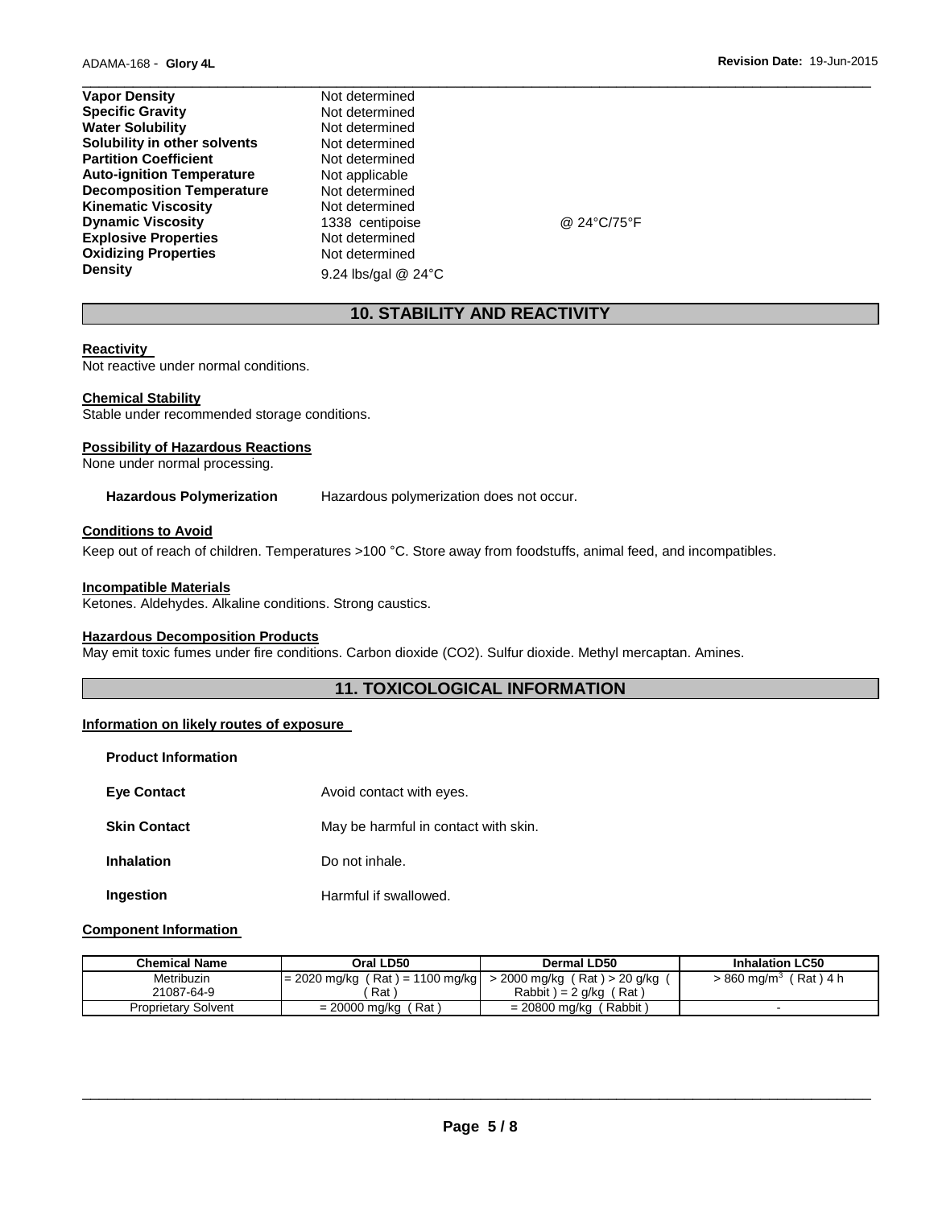| | | |
|---|---|---|
| **Vapor Density** | Not determined | |
| **Specific Gravity** | Not determined | |
| **Water Solubility** | Not determined | |
| **Solubility in other solvents** | Not determined | |
| **Partition Coefficient** | Not determined | |
| **Auto-ignition Temperature** | Not applicable | |
| **Decomposition Temperature** | Not determined | |
| **Kinematic Viscosity** | Not determined | |
| **Dynamic Viscosity** | 1338 centipoise | @ 24°C/75°F |
| **Explosive Properties** | Not determined | |
| **Oxidizing Properties** | Not determined | |
| **Density** | 9.24 lbs/gal @ 24°C | |

## 10. STABILITY AND REACTIVITY

**Reactivity**

Not reactive under normal conditions.

**Chemical Stability**

Stable under recommended storage conditions.

**Possibility of Hazardous Reactions**

None under normal processing.

**Hazardous Polymerization** Hazardous polymerization does not occur.

**Conditions to Avoid**

Keep out of reach of children. Temperatures >100 °C. Store away from foodstuffs, animal feed, and incompatibles.

**Incompatible Materials**

Ketones. Aldehydes. Alkaline conditions. Strong caustics.

**Hazardous Decomposition Products**

May emit toxic fumes under fire conditions. Carbon dioxide ($CO_2$). Sulfur dioxide. Methyl mercaptan. Amines.

## 11. TOXICOLOGICAL INFORMATION

**Information on likely routes of exposure**

**Product Information**

**Eye Contact** Avoid contact with eyes.

**Skin Contact** May be harmful in contact with skin.

**Inhalation** Do not inhale.

**Ingestion** Harmful if swallowed.

**Component Information**

| Chemical Name | Oral LD50 | Dermal LD50 | Inhalation LC50 |
|---|---|---|---|
| Metribuzin 21087-64-9 | = 2020 mg/kg ( Rat ) = 1100 mg/kg ( Rat ) | > 2000 mg/kg ( Rat ) > 20 g/kg ( Rabbit ) = 2 g/kg ( Rat ) | > 860 mg/m$^3$ ( Rat ) 4 h |
| Proprietary Solvent | = 20000 mg/kg ( Rat ) | = 20800 mg/kg ( Rabbit ) | - |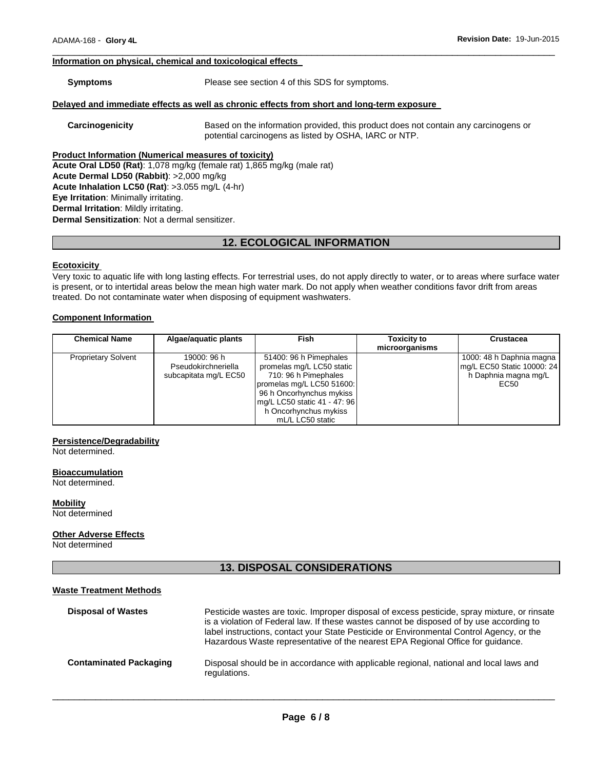#### Information on physical, chemical and toxicological effects

**Symptoms** Please see section 4 of this SDS for symptoms.

#### Delayed and immediate effects as well as chronic effects from short and long-term exposure

**Carcinogenicity** Based on the information provided, this product does not contain any carcinogens or potential carcinogens as listed by OSHA, IARC or NTP.

**Product Information (Numerical measures of toxicity)**
**Acute Oral LD50 (Rat)**: 1,078 mg/kg (female rat) 1,865 mg/kg (male rat)
**Acute Dermal LD50 (Rabbit)**: >2,000 mg/kg
**Acute Inhalation LC50 (Rat)**: >3.055 mg/L (4-hr)
**Eye Irritation**: Minimally irritating.
**Dermal Irritation**: Mildly irritating.
**Dermal Sensitization**: Not a dermal sensitizer.

## 12. ECOLOGICAL INFORMATION

#### Ecotoxicity

Very toxic to aquatic life with long lasting effects. For terrestrial uses, do not apply directly to water, or to areas where surface water is present, or to intertidal areas below the mean high water mark. Do not apply when weather conditions favor drift from areas treated. Do not contaminate water when disposing of equipment washwaters.

#### Component Information

| Chemical Name | Algae/aquatic plants | Fish | Toxicity to microorganisms | Crustacea |
|---|---|---|---|---|
| Proprietary Solvent | 19000: 96 h Pseudokirchneriella subcapitata mg/L EC50 | 51400: 96 h Pimephales promelas mg/L LC50 static 710: 96 h Pimephales promelas mg/L LC50 51600: 96 h Oncorhynchus mykiss mg/L LC50 static 41 - 47: 96 h Oncorhynchus mykiss mL/L LC50 static | | 1000: 48 h Daphnia magna mg/L EC50 Static 10000: 24 h Daphnia magna mg/L EC50 |

#### Persistence/Degradability
Not determined.

#### Bioaccumulation
Not determined.

#### Mobility
Not determined

#### Other Adverse Effects
Not determined

## 13. DISPOSAL CONSIDERATIONS

#### Waste Treatment Methods

**Disposal of Wastes** Pesticide wastes are toxic. Improper disposal of excess pesticide, spray mixture, or rinsate is a violation of Federal law. If these wastes cannot be disposed of by use according to label instructions, contact your State Pesticide or Environmental Control Agency, or the Hazardous Waste representative of the nearest EPA Regional Office for guidance.

**Contaminated Packaging** Disposal should be in accordance with applicable regional, national and local laws and regulations.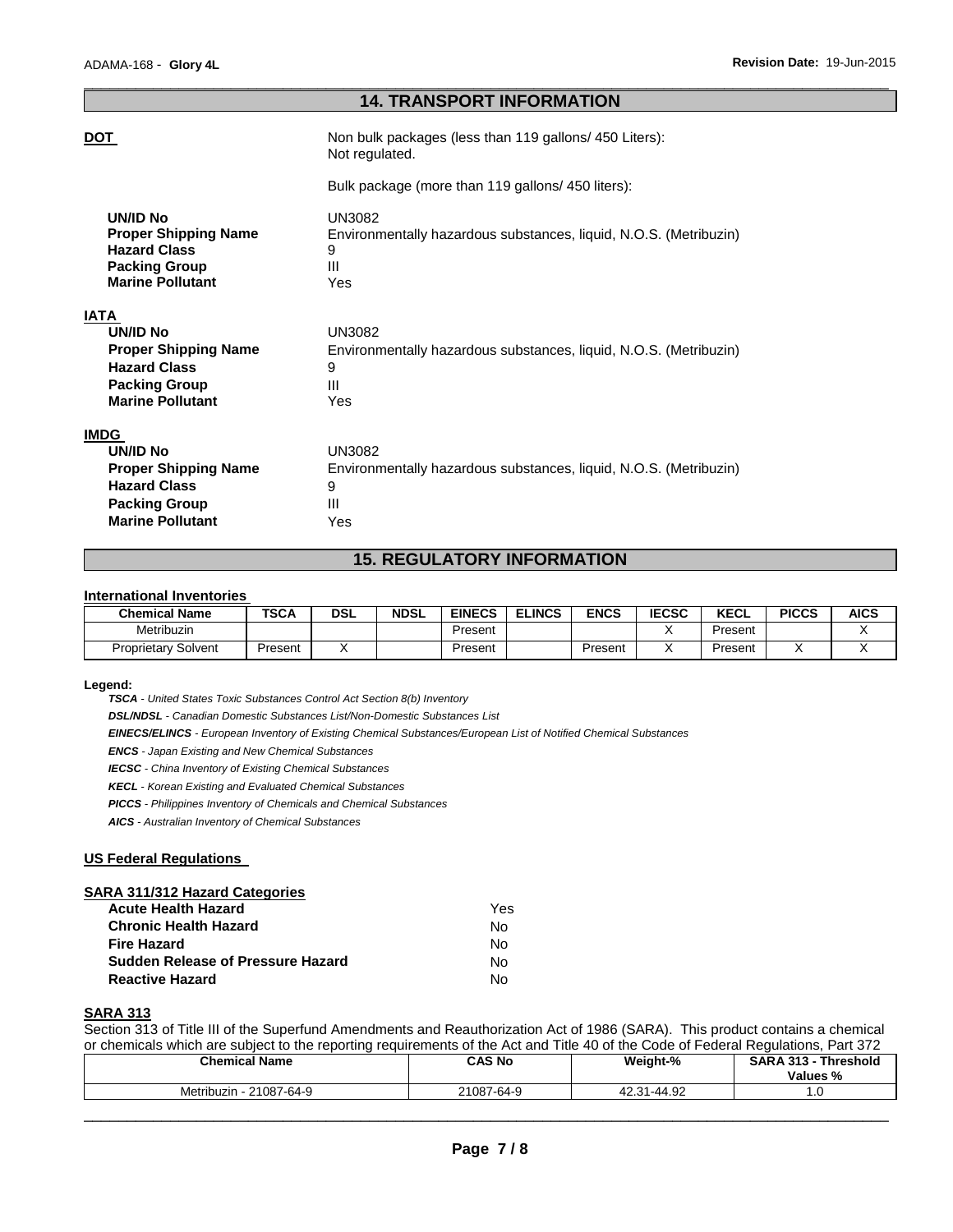## 14. TRANSPORT INFORMATION

**DOT**

Non bulk packages (less than 119 gallons/ 450 Liters):
Not regulated.

Bulk package (more than 119 gallons/ 450 liters):

| | |
|---|---|
| **UN/ID No** | UN3082 |
| **Proper Shipping Name** | Environmentally hazardous substances, liquid, N.O.S. (Metribuzin) |
| **Hazard Class** | 9 |
| **Packing Group** | III |
| **Marine Pollutant** | Yes |

**IATA**

| | |
|---|---|
| **UN/ID No** | UN3082 |
| **Proper Shipping Name** | Environmentally hazardous substances, liquid, N.O.S. (Metribuzin) |
| **Hazard Class** | 9 |
| **Packing Group** | III |
| **Marine Pollutant** | Yes |

**IMDG**

| | |
|---|---|
| **UN/ID No** | UN3082 |
| **Proper Shipping Name** | Environmentally hazardous substances, liquid, N.O.S. (Metribuzin) |
| **Hazard Class** | 9 |
| **Packing Group** | III |
| **Marine Pollutant** | Yes |

## 15. REGULATORY INFORMATION

### International Inventories

| Chemical Name | TSCA | DSL | NDSL | EINECS | ELINCS | ENCS | IECSC | KECL | PICCS | AICS |
|---|---|---|---|---|---|---|---|---|---|---|
| Metribuzin | | | | Present | | | X | Present | | X |
| Proprietary Solvent | Present | X | | Present | | Present | X | Present | X | X |

**Legend:**

***TSCA*** *- United States Toxic Substances Control Act Section 8(b) Inventory*

***DSL/NDSL*** *- Canadian Domestic Substances List/Non-Domestic Substances List*

***EINECS/ELINCS*** *- European Inventory of Existing Chemical Substances/European List of Notified Chemical Substances*

***ENCS*** *- Japan Existing and New Chemical Substances*

***IECSC*** *- China Inventory of Existing Chemical Substances*

***KECL*** *- Korean Existing and Evaluated Chemical Substances*

***PICCS*** *- Philippines Inventory of Chemicals and Chemical Substances*

***AICS*** *- Australian Inventory of Chemical Substances*

### US Federal Regulations

**SARA 311/312 Hazard Categories**

| | |
|---|---|
| **Acute Health Hazard** | Yes |
| **Chronic Health Hazard** | No |
| **Fire Hazard** | No |
| **Sudden Release of Pressure Hazard** | No |
| **Reactive Hazard** | No |

**SARA 313**

Section 313 of Title III of the Superfund Amendments and Reauthorization Act of 1986 (SARA). This product contains a chemical or chemicals which are subject to the reporting requirements of the Act and Title 40 of the Code of Federal Regulations, Part 372

| Chemical Name | CAS No | Weight-% | SARA 313 - Threshold Values % |
|---|---|---|---|
| Metribuzin - 21087-64-9 | 21087-64-9 | 42.31-44.92 | 1.0 |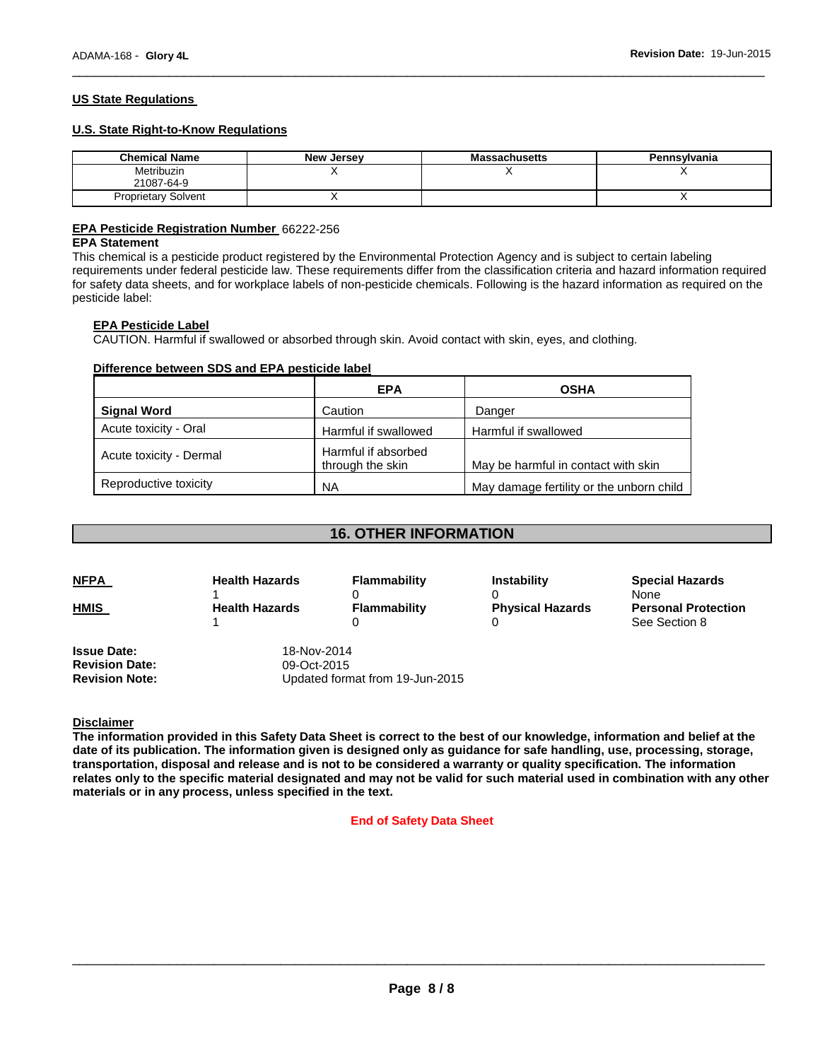**US State Regulations**

**U.S. State Right-to-Know Regulations**

| Chemical Name | New Jersey | Massachusetts | Pennsylvania |
| --- | --- | --- | --- |
| Metribuzin 21087-64-9 | X | X | X |
| Proprietary Solvent | X | | X |

**EPA Pesticide Registration Number** 66222-256

**EPA Statement**

This chemical is a pesticide product registered by the Environmental Protection Agency and is subject to certain labeling requirements under federal pesticide law. These requirements differ from the classification criteria and hazard information required for safety data sheets, and for workplace labels of non-pesticide chemicals. Following is the hazard information as required on the pesticide label:

**EPA Pesticide Label**

CAUTION. Harmful if swallowed or absorbed through skin. Avoid contact with skin, eyes, and clothing.

**Difference between SDS and EPA pesticide label**

| | EPA | OSHA |
| --- | --- | --- |
| **Signal Word** | Caution | Danger |
| Acute toxicity - Oral | Harmful if swallowed | Harmful if swallowed |
| Acute toxicity - Dermal | Harmful if absorbed through the skin | May be harmful in contact with skin |
| Reproductive toxicity | NA | May damage fertility or the unborn child |

## 16. OTHER INFORMATION

| | | | | |
| --- | --- | --- | --- | --- |
| **NFPA** | **Health Hazards** 1 | **Flammability** 0 | **Instability** 0 | **Special Hazards** None |
| **HMIS** | **Health Hazards** 1 | **Flammability** 0 | **Physical Hazards** 0 | **Personal Protection** See Section 8 |

**Issue Date:** 18-Nov-2014
**Revision Date:** 09-Oct-2015
**Revision Note:** Updated format from 19-Jun-2015

**Disclaimer**

**The information provided in this Safety Data Sheet is correct to the best of our knowledge, information and belief at the date of its publication. The information given is designed only as guidance for safe handling, use, processing, storage, transportation, disposal and release and is not to be considered a warranty or quality specification. The information relates only to the specific material designated and may not be valid for such material used in combination with any other materials or in any process, unless specified in the text.**

**End of Safety Data Sheet**